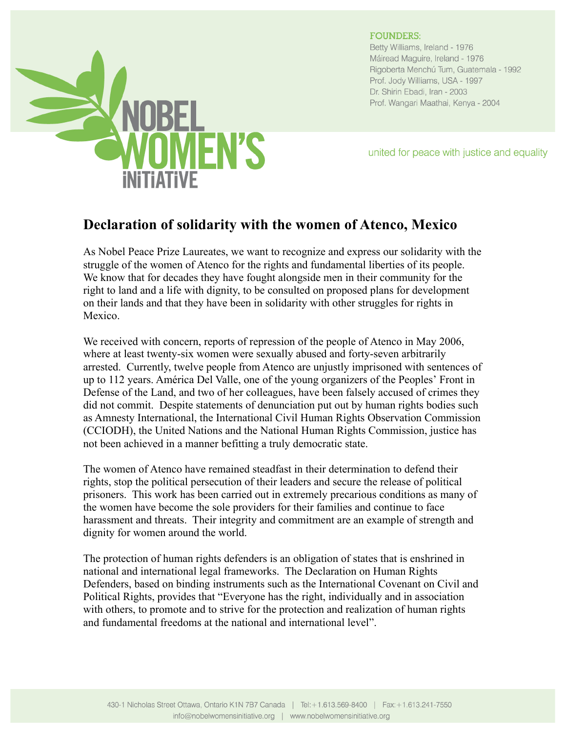**FOUNDERS:**
Betty Williams, Ireland - 1976
Máiread Maguire, Ireland - 1976
Rigoberta Menchú Tum, Guatemala - 1992
Prof. Jody Williams, USA - 1997
Dr. Shirin Ebadi, Iran - 2003
Prof. Wangari Maathai, Kenya - 2004

NOBEL WOMEN'S INITIATIVE

united for peace with justice and equality

# Declaration of solidarity with the women of Atenco, Mexico

As Nobel Peace Prize Laureates, we want to recognize and express our solidarity with the struggle of the women of Atenco for the rights and fundamental liberties of its people. We know that for decades they have fought alongside men in their community for the right to land and a life with dignity, to be consulted on proposed plans for development on their lands and that they have been in solidarity with other struggles for rights in Mexico.

We received with concern, reports of repression of the people of Atenco in May 2006, where at least twenty-six women were sexually abused and forty-seven arbitrarily arrested. Currently, twelve people from Atenco are unjustly imprisoned with sentences of up to 112 years. América Del Valle, one of the young organizers of the Peoples' Front in Defense of the Land, and two of her colleagues, have been falsely accused of crimes they did not commit. Despite statements of denunciation put out by human rights bodies such as Amnesty International, the International Civil Human Rights Observation Commission (CCIODH), the United Nations and the National Human Rights Commission, justice has not been achieved in a manner befitting a truly democratic state.

The women of Atenco have remained steadfast in their determination to defend their rights, stop the political persecution of their leaders and secure the release of political prisoners. This work has been carried out in extremely precarious conditions as many of the women have become the sole providers for their families and continue to face harassment and threats. Their integrity and commitment are an example of strength and dignity for women around the world.

The protection of human rights defenders is an obligation of states that is enshrined in national and international legal frameworks. The Declaration on Human Rights Defenders, based on binding instruments such as the International Covenant on Civil and Political Rights, provides that "Everyone has the right, individually and in association with others, to promote and to strive for the protection and realization of human rights and fundamental freedoms at the national and international level".

430-1 Nicholas Street Ottawa, Ontario K1N 7B7 Canada | Tel: +1.613.569-8400 | Fax: +1.613.241-7550
info@nobelwomensinitiative.org | www.nobelwomensinitiative.org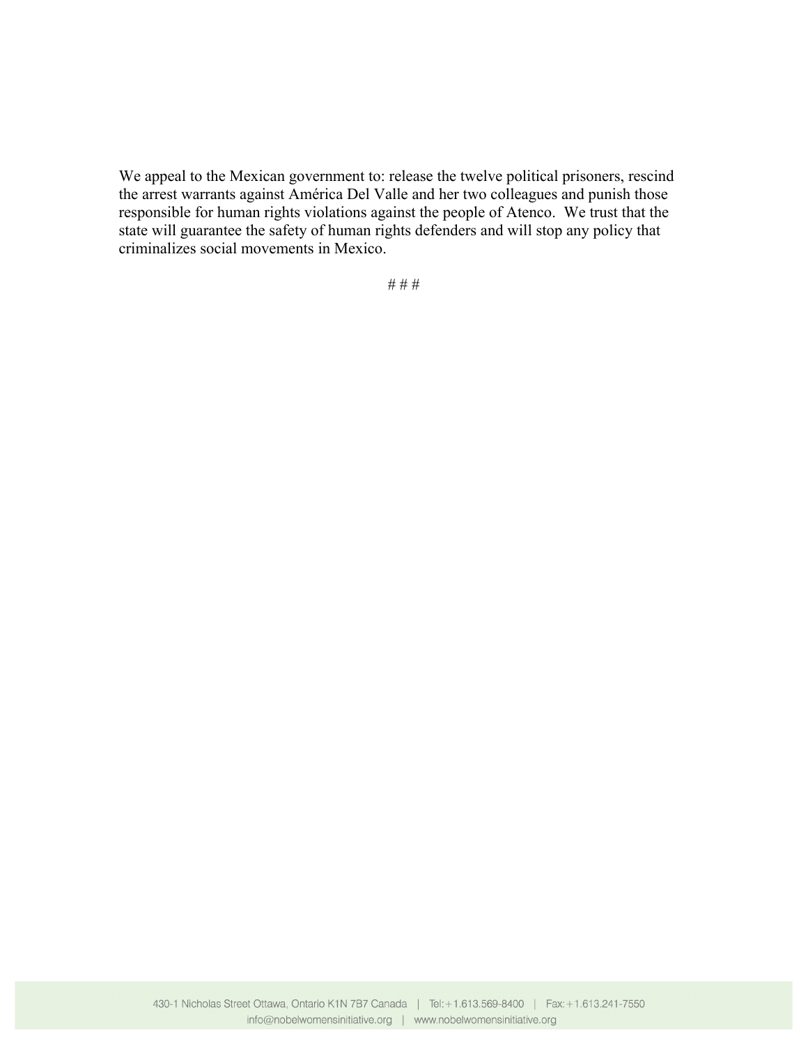We appeal to the Mexican government to: release the twelve political prisoners, rescind the arrest warrants against América Del Valle and her two colleagues and punish those responsible for human rights violations against the people of Atenco. We trust that the state will guarantee the safety of human rights defenders and will stop any policy that criminalizes social movements in Mexico.

# # #